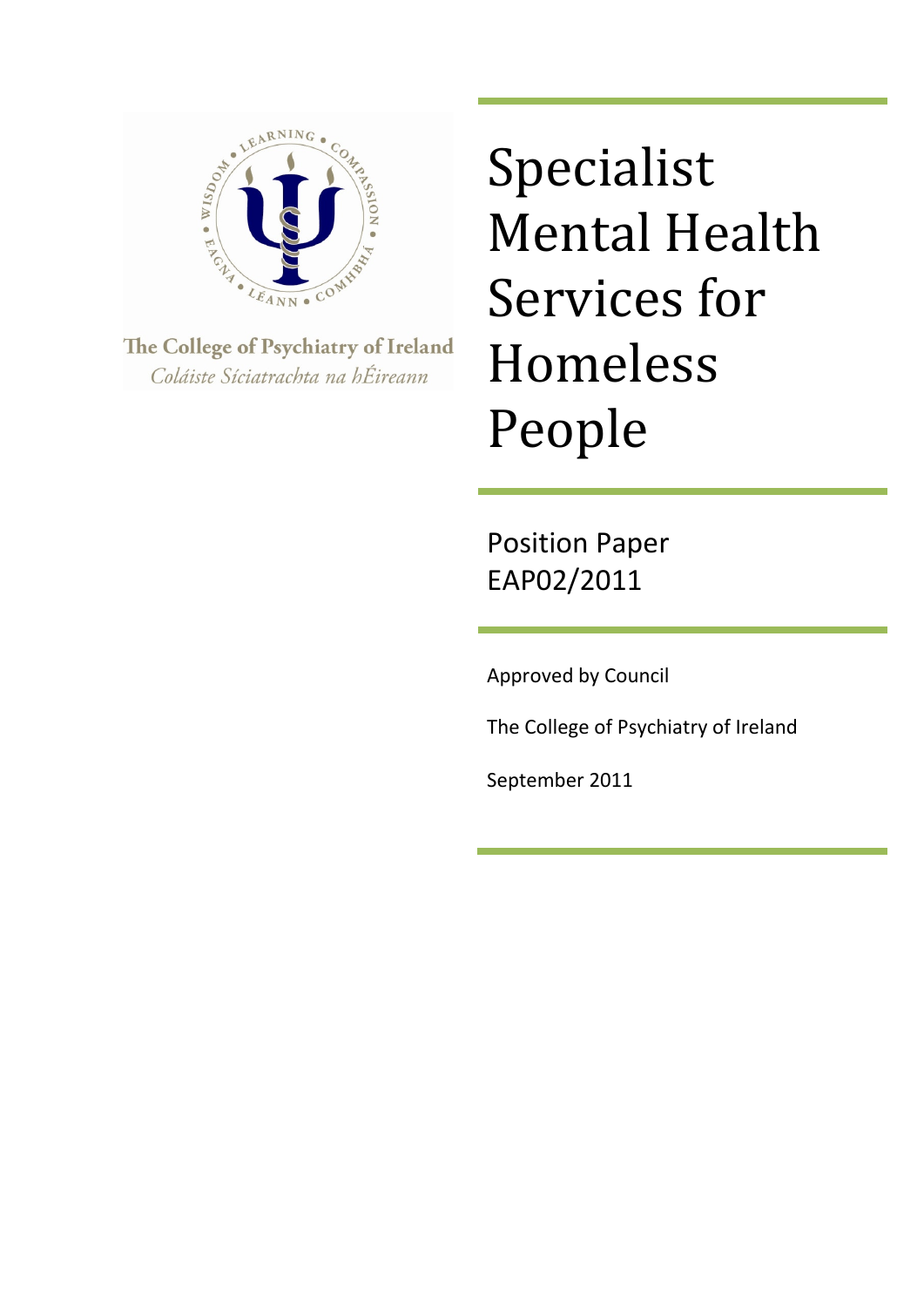The College of Psychiatry of Ireland

*Coláiste Síciatrachta na hÉireann*

# Specialist Mental Health Services for Homeless People

## Position Paper EAP02/2011

Approved by Council

The College of Psychiatry of Ireland

September 2011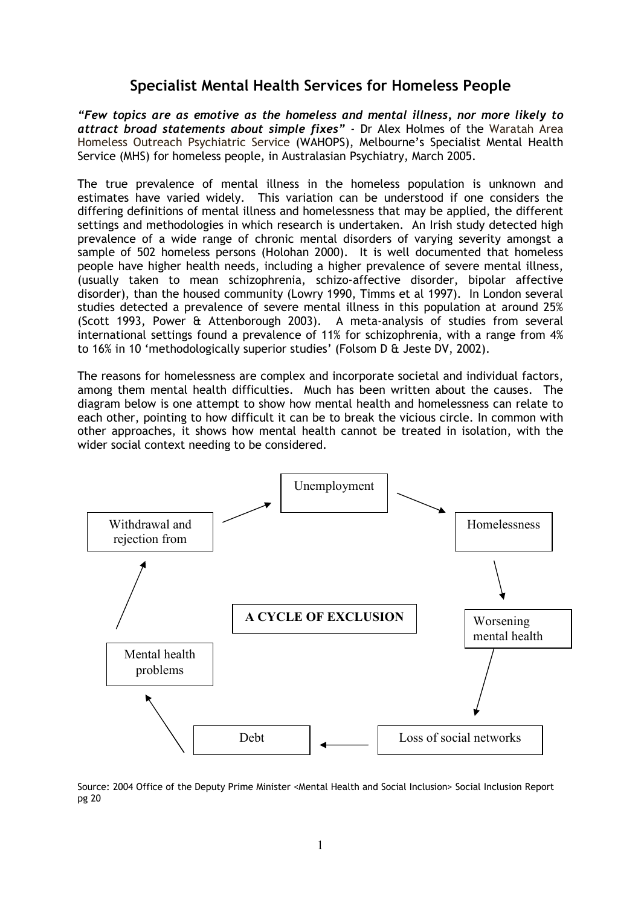## Specialist Mental Health Services for Homeless People

***"Few topics are as emotive as the homeless and mental illness, nor more likely to attract broad statements about simple fixes"*** - Dr Alex Holmes of the Waratah Area Homeless Outreach Psychiatric Service (WAHOPS), Melbourne's Specialist Mental Health Service (MHS) for homeless people, in Australasian Psychiatry, March 2005.

The true prevalence of mental illness in the homeless population is unknown and estimates have varied widely. This variation can be understood if one considers the differing definitions of mental illness and homelessness that may be applied, the different settings and methodologies in which research is undertaken. An Irish study detected high prevalence of a wide range of chronic mental disorders of varying severity amongst a sample of 502 homeless persons (Holohan 2000). It is well documented that homeless people have higher health needs, including a higher prevalence of severe mental illness, (usually taken to mean schizophrenia, schizo-affective disorder, bipolar affective disorder), than the housed community (Lowry 1990, Timms et al 1997). In London several studies detected a prevalence of severe mental illness in this population at around 25% (Scott 1993, Power & Attenborough 2003). A meta-analysis of studies from several international settings found a prevalence of 11% for schizophrenia, with a range from 4% to 16% in 10 'methodologically superior studies' (Folsom D & Jeste DV, 2002).

The reasons for homelessness are complex and incorporate societal and individual factors, among them mental health difficulties. Much has been written about the causes. The diagram below is one attempt to show how mental health and homelessness can relate to each other, pointing to how difficult it can be to break the vicious circle. In common with other approaches, it shows how mental health cannot be treated in isolation, with the wider social context needing to be considered.

**A CYCLE OF EXCLUSION**

Unemployment → Homelessness → Worsening mental health → Loss of social networks → Debt → Mental health problems → Withdrawal and rejection from → Unemployment

Source: 2004 Office of the Deputy Prime Minister <Mental Health and Social Inclusion> Social Inclusion Report pg 20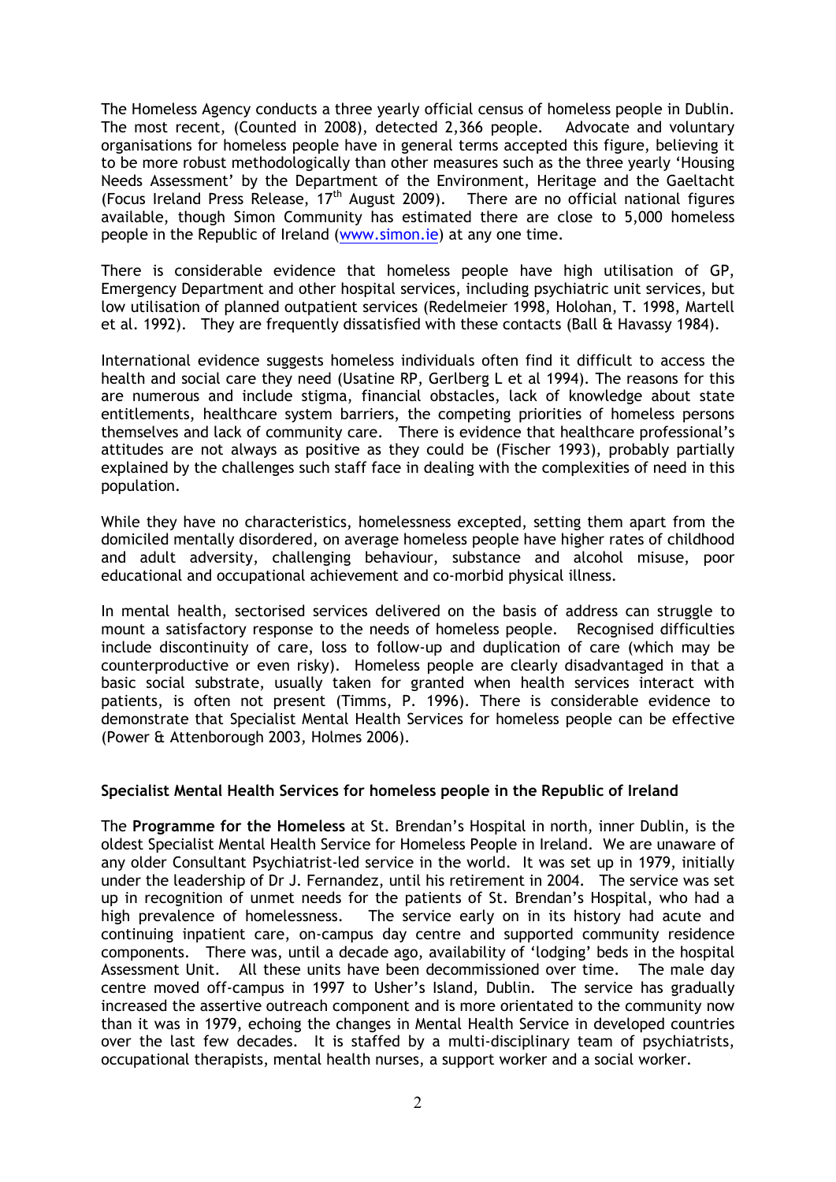The Homeless Agency conducts a three yearly official census of homeless people in Dublin. The most recent, (Counted in 2008), detected 2,366 people. Advocate and voluntary organisations for homeless people have in general terms accepted this figure, believing it to be more robust methodologically than other measures such as the three yearly 'Housing Needs Assessment' by the Department of the Environment, Heritage and the Gaeltacht (Focus Ireland Press Release, 17th August 2009). There are no official national figures available, though Simon Community has estimated there are close to 5,000 homeless people in the Republic of Ireland (www.simon.ie) at any one time.

There is considerable evidence that homeless people have high utilisation of GP, Emergency Department and other hospital services, including psychiatric unit services, but low utilisation of planned outpatient services (Redelmeier 1998, Holohan, T. 1998, Martell et al. 1992). They are frequently dissatisfied with these contacts (Ball & Havassy 1984).

International evidence suggests homeless individuals often find it difficult to access the health and social care they need (Usatine RP, Gerlberg L et al 1994). The reasons for this are numerous and include stigma, financial obstacles, lack of knowledge about state entitlements, healthcare system barriers, the competing priorities of homeless persons themselves and lack of community care. There is evidence that healthcare professional's attitudes are not always as positive as they could be (Fischer 1993), probably partially explained by the challenges such staff face in dealing with the complexities of need in this population.

While they have no characteristics, homelessness excepted, setting them apart from the domiciled mentally disordered, on average homeless people have higher rates of childhood and adult adversity, challenging behaviour, substance and alcohol misuse, poor educational and occupational achievement and co-morbid physical illness.

In mental health, sectorised services delivered on the basis of address can struggle to mount a satisfactory response to the needs of homeless people. Recognised difficulties include discontinuity of care, loss to follow-up and duplication of care (which may be counterproductive or even risky). Homeless people are clearly disadvantaged in that a basic social substrate, usually taken for granted when health services interact with patients, is often not present (Timms, P. 1996). There is considerable evidence to demonstrate that Specialist Mental Health Services for homeless people can be effective (Power & Attenborough 2003, Holmes 2006).

**Specialist Mental Health Services for homeless people in the Republic of Ireland**

The **Programme for the Homeless** at St. Brendan's Hospital in north, inner Dublin, is the oldest Specialist Mental Health Service for Homeless People in Ireland. We are unaware of any older Consultant Psychiatrist-led service in the world. It was set up in 1979, initially under the leadership of Dr J. Fernandez, until his retirement in 2004. The service was set up in recognition of unmet needs for the patients of St. Brendan's Hospital, who had a high prevalence of homelessness. The service early on in its history had acute and continuing inpatient care, on-campus day centre and supported community residence components. There was, until a decade ago, availability of 'lodging' beds in the hospital Assessment Unit. All these units have been decommissioned over time. The male day centre moved off-campus in 1997 to Usher's Island, Dublin. The service has gradually increased the assertive outreach component and is more orientated to the community now than it was in 1979, echoing the changes in Mental Health Service in developed countries over the last few decades. It is staffed by a multi-disciplinary team of psychiatrists, occupational therapists, mental health nurses, a support worker and a social worker.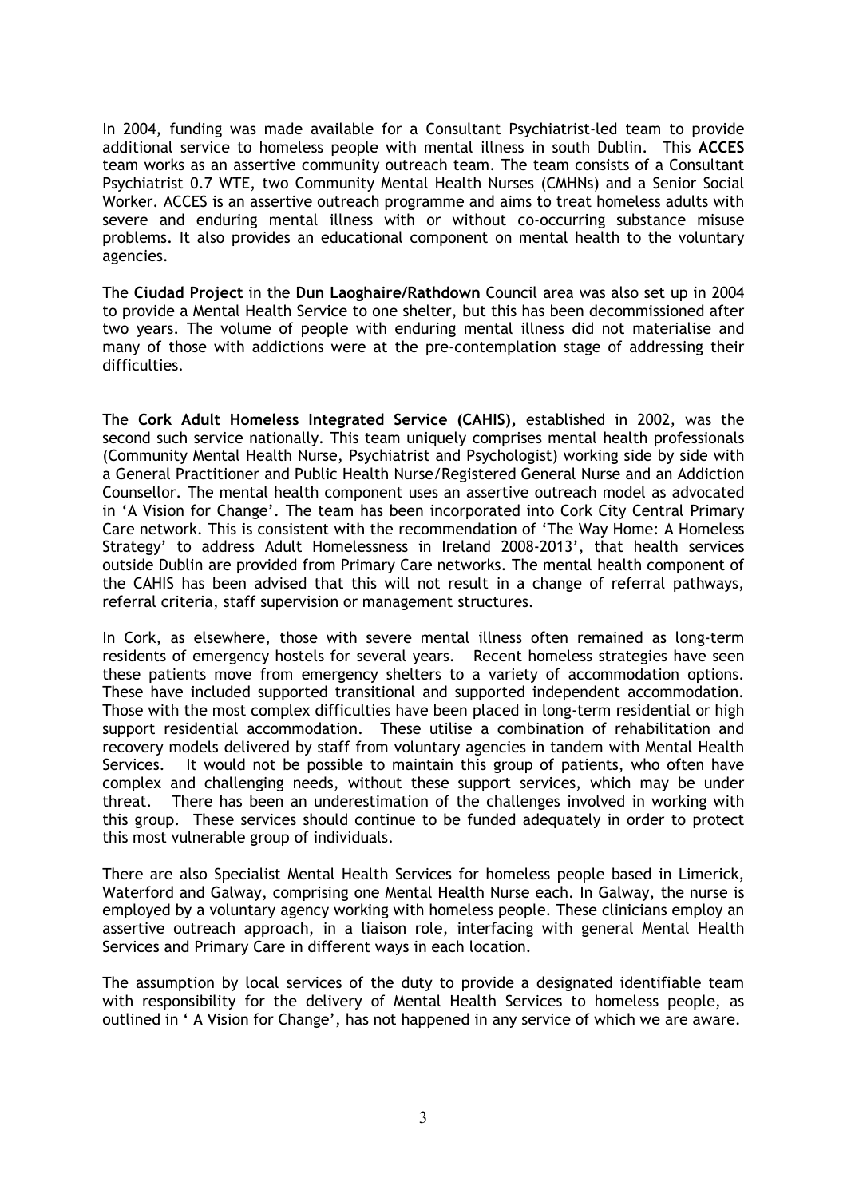In 2004, funding was made available for a Consultant Psychiatrist-led team to provide additional service to homeless people with mental illness in south Dublin. This **ACCES** team works as an assertive community outreach team. The team consists of a Consultant Psychiatrist 0.7 WTE, two Community Mental Health Nurses (CMHNs) and a Senior Social Worker. ACCES is an assertive outreach programme and aims to treat homeless adults with severe and enduring mental illness with or without co-occurring substance misuse problems. It also provides an educational component on mental health to the voluntary agencies.

The **Ciudad Project** in the **Dun Laoghaire/Rathdown** Council area was also set up in 2004 to provide a Mental Health Service to one shelter, but this has been decommissioned after two years. The volume of people with enduring mental illness did not materialise and many of those with addictions were at the pre-contemplation stage of addressing their difficulties.

The **Cork Adult Homeless Integrated Service (CAHIS),** established in 2002, was the second such service nationally. This team uniquely comprises mental health professionals (Community Mental Health Nurse, Psychiatrist and Psychologist) working side by side with a General Practitioner and Public Health Nurse/Registered General Nurse and an Addiction Counsellor. The mental health component uses an assertive outreach model as advocated in 'A Vision for Change'. The team has been incorporated into Cork City Central Primary Care network. This is consistent with the recommendation of 'The Way Home: A Homeless Strategy' to address Adult Homelessness in Ireland 2008-2013', that health services outside Dublin are provided from Primary Care networks. The mental health component of the CAHIS has been advised that this will not result in a change of referral pathways, referral criteria, staff supervision or management structures.

In Cork, as elsewhere, those with severe mental illness often remained as long-term residents of emergency hostels for several years. Recent homeless strategies have seen these patients move from emergency shelters to a variety of accommodation options. These have included supported transitional and supported independent accommodation. Those with the most complex difficulties have been placed in long-term residential or high support residential accommodation. These utilise a combination of rehabilitation and recovery models delivered by staff from voluntary agencies in tandem with Mental Health Services. It would not be possible to maintain this group of patients, who often have complex and challenging needs, without these support services, which may be under threat. There has been an underestimation of the challenges involved in working with this group. These services should continue to be funded adequately in order to protect this most vulnerable group of individuals.

There are also Specialist Mental Health Services for homeless people based in Limerick, Waterford and Galway, comprising one Mental Health Nurse each. In Galway, the nurse is employed by a voluntary agency working with homeless people. These clinicians employ an assertive outreach approach, in a liaison role, interfacing with general Mental Health Services and Primary Care in different ways in each location.

The assumption by local services of the duty to provide a designated identifiable team with responsibility for the delivery of Mental Health Services to homeless people, as outlined in ' A Vision for Change', has not happened in any service of which we are aware.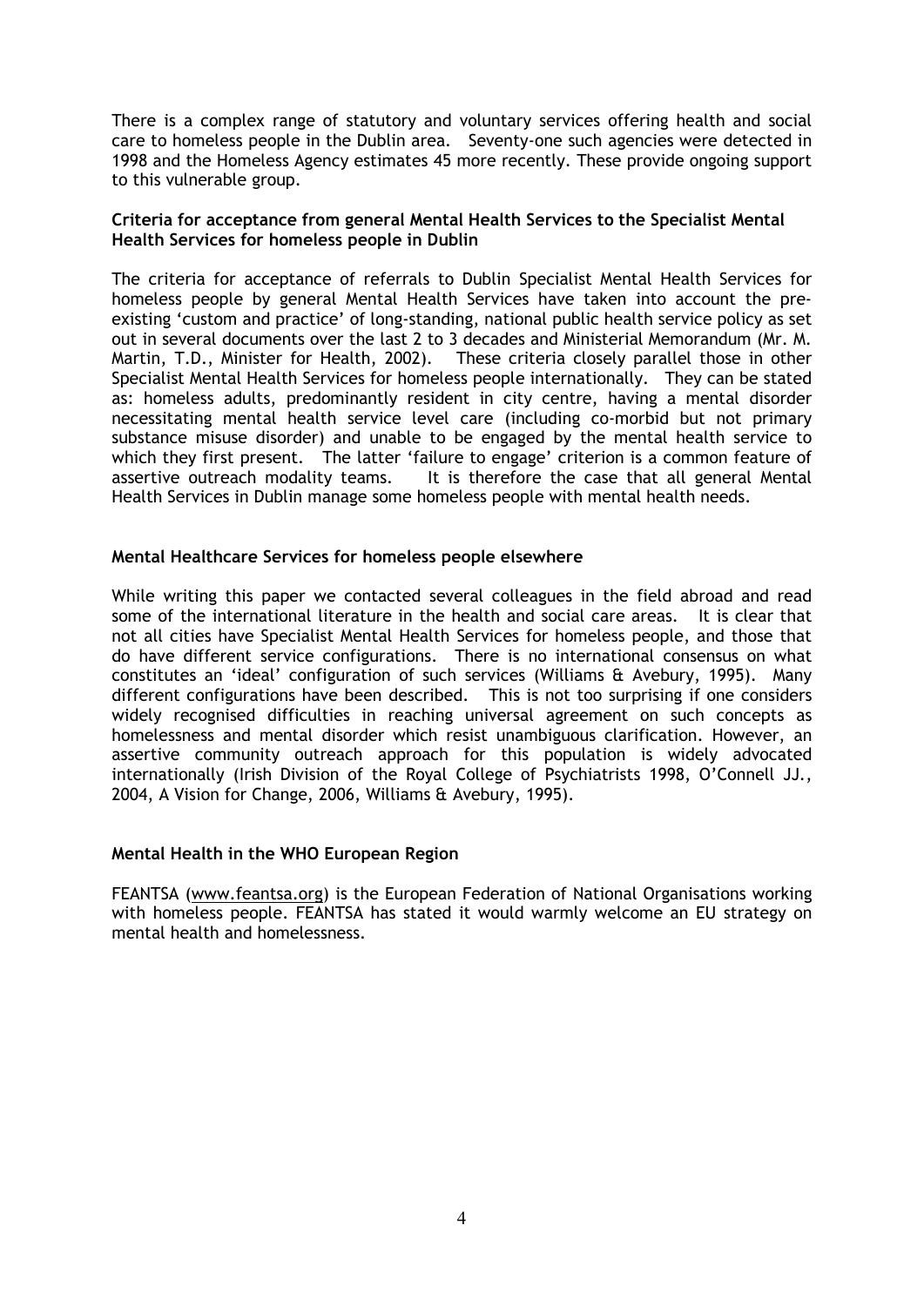There is a complex range of statutory and voluntary services offering health and social care to homeless people in the Dublin area. Seventy-one such agencies were detected in 1998 and the Homeless Agency estimates 45 more recently. These provide ongoing support to this vulnerable group.

**Criteria for acceptance from general Mental Health Services to the Specialist Mental Health Services for homeless people in Dublin**

The criteria for acceptance of referrals to Dublin Specialist Mental Health Services for homeless people by general Mental Health Services have taken into account the pre-existing 'custom and practice' of long-standing, national public health service policy as set out in several documents over the last 2 to 3 decades and Ministerial Memorandum (Mr. M. Martin, T.D., Minister for Health, 2002). These criteria closely parallel those in other Specialist Mental Health Services for homeless people internationally. They can be stated as: homeless adults, predominantly resident in city centre, having a mental disorder necessitating mental health service level care (including co-morbid but not primary substance misuse disorder) and unable to be engaged by the mental health service to which they first present. The latter 'failure to engage' criterion is a common feature of assertive outreach modality teams. It is therefore the case that all general Mental Health Services in Dublin manage some homeless people with mental health needs.

**Mental Healthcare Services for homeless people elsewhere**

While writing this paper we contacted several colleagues in the field abroad and read some of the international literature in the health and social care areas. It is clear that not all cities have Specialist Mental Health Services for homeless people, and those that do have different service configurations. There is no international consensus on what constitutes an 'ideal' configuration of such services (Williams & Avebury, 1995). Many different configurations have been described. This is not too surprising if one considers widely recognised difficulties in reaching universal agreement on such concepts as homelessness and mental disorder which resist unambiguous clarification. However, an assertive community outreach approach for this population is widely advocated internationally (Irish Division of the Royal College of Psychiatrists 1998, O'Connell JJ., 2004, A Vision for Change, 2006, Williams & Avebury, 1995).

**Mental Health in the WHO European Region**

FEANTSA (www.feantsa.org) is the European Federation of National Organisations working with homeless people. FEANTSA has stated it would warmly welcome an EU strategy on mental health and homelessness.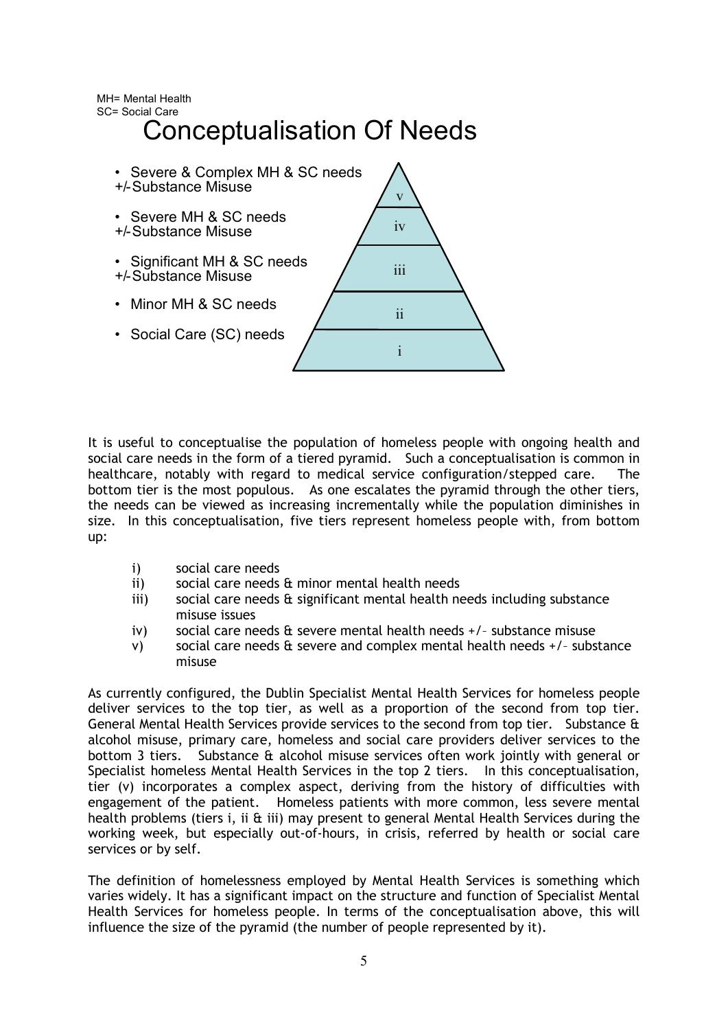MH= Mental Health
SC= Social Care

# Conceptualisation Of Needs

- Severe & Complex MH & SC needs +/- Substance Misuse
- Severe MH & SC needs +/- Substance Misuse
- Significant MH & SC needs +/- Substance Misuse
- Minor MH & SC needs
- Social Care (SC) needs

v
iv
iii
ii
i

It is useful to conceptualise the population of homeless people with ongoing health and social care needs in the form of a tiered pyramid. Such a conceptualisation is common in healthcare, notably with regard to medical service configuration/stepped care. The bottom tier is the most populous. As one escalates the pyramid through the other tiers, the needs can be viewed as increasing incrementally while the population diminishes in size. In this conceptualisation, five tiers represent homeless people with, from bottom up:

i) social care needs
ii) social care needs & minor mental health needs
iii) social care needs & significant mental health needs including substance misuse issues
iv) social care needs & severe mental health needs +/– substance misuse
v) social care needs & severe and complex mental health needs +/– substance misuse

As currently configured, the Dublin Specialist Mental Health Services for homeless people deliver services to the top tier, as well as a proportion of the second from top tier. General Mental Health Services provide services to the second from top tier. Substance & alcohol misuse, primary care, homeless and social care providers deliver services to the bottom 3 tiers. Substance & alcohol misuse services often work jointly with general or Specialist homeless Mental Health Services in the top 2 tiers. In this conceptualisation, tier (v) incorporates a complex aspect, deriving from the history of difficulties with engagement of the patient. Homeless patients with more common, less severe mental health problems (tiers i, ii & iii) may present to general Mental Health Services during the working week, but especially out-of-hours, in crisis, referred by health or social care services or by self.

The definition of homelessness employed by Mental Health Services is something which varies widely. It has a significant impact on the structure and function of Specialist Mental Health Services for homeless people. In terms of the conceptualisation above, this will influence the size of the pyramid (the number of people represented by it).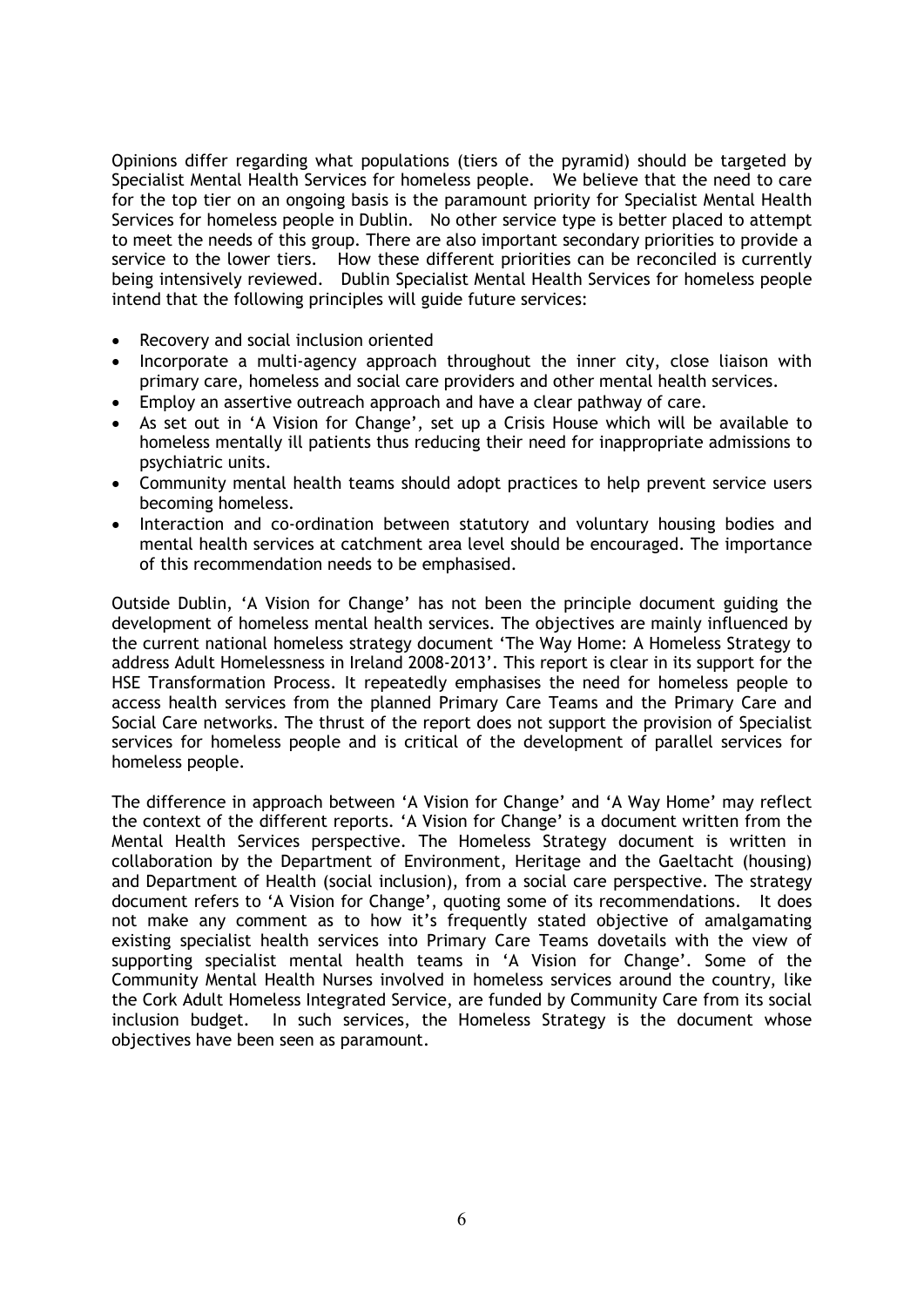Opinions differ regarding what populations (tiers of the pyramid) should be targeted by Specialist Mental Health Services for homeless people. We believe that the need to care for the top tier on an ongoing basis is the paramount priority for Specialist Mental Health Services for homeless people in Dublin. No other service type is better placed to attempt to meet the needs of this group. There are also important secondary priorities to provide a service to the lower tiers. How these different priorities can be reconciled is currently being intensively reviewed. Dublin Specialist Mental Health Services for homeless people intend that the following principles will guide future services:

- Recovery and social inclusion oriented
- Incorporate a multi-agency approach throughout the inner city, close liaison with primary care, homeless and social care providers and other mental health services.
- Employ an assertive outreach approach and have a clear pathway of care.
- As set out in 'A Vision for Change', set up a Crisis House which will be available to homeless mentally ill patients thus reducing their need for inappropriate admissions to psychiatric units.
- Community mental health teams should adopt practices to help prevent service users becoming homeless.
- Interaction and co-ordination between statutory and voluntary housing bodies and mental health services at catchment area level should be encouraged. The importance of this recommendation needs to be emphasised.

Outside Dublin, 'A Vision for Change' has not been the principle document guiding the development of homeless mental health services. The objectives are mainly influenced by the current national homeless strategy document 'The Way Home: A Homeless Strategy to address Adult Homelessness in Ireland 2008-2013'. This report is clear in its support for the HSE Transformation Process. It repeatedly emphasises the need for homeless people to access health services from the planned Primary Care Teams and the Primary Care and Social Care networks. The thrust of the report does not support the provision of Specialist services for homeless people and is critical of the development of parallel services for homeless people.

The difference in approach between 'A Vision for Change' and 'A Way Home' may reflect the context of the different reports. 'A Vision for Change' is a document written from the Mental Health Services perspective. The Homeless Strategy document is written in collaboration by the Department of Environment, Heritage and the Gaeltacht (housing) and Department of Health (social inclusion), from a social care perspective. The strategy document refers to 'A Vision for Change', quoting some of its recommendations. It does not make any comment as to how it's frequently stated objective of amalgamating existing specialist health services into Primary Care Teams dovetails with the view of supporting specialist mental health teams in 'A Vision for Change'. Some of the Community Mental Health Nurses involved in homeless services around the country, like the Cork Adult Homeless Integrated Service, are funded by Community Care from its social inclusion budget. In such services, the Homeless Strategy is the document whose objectives have been seen as paramount.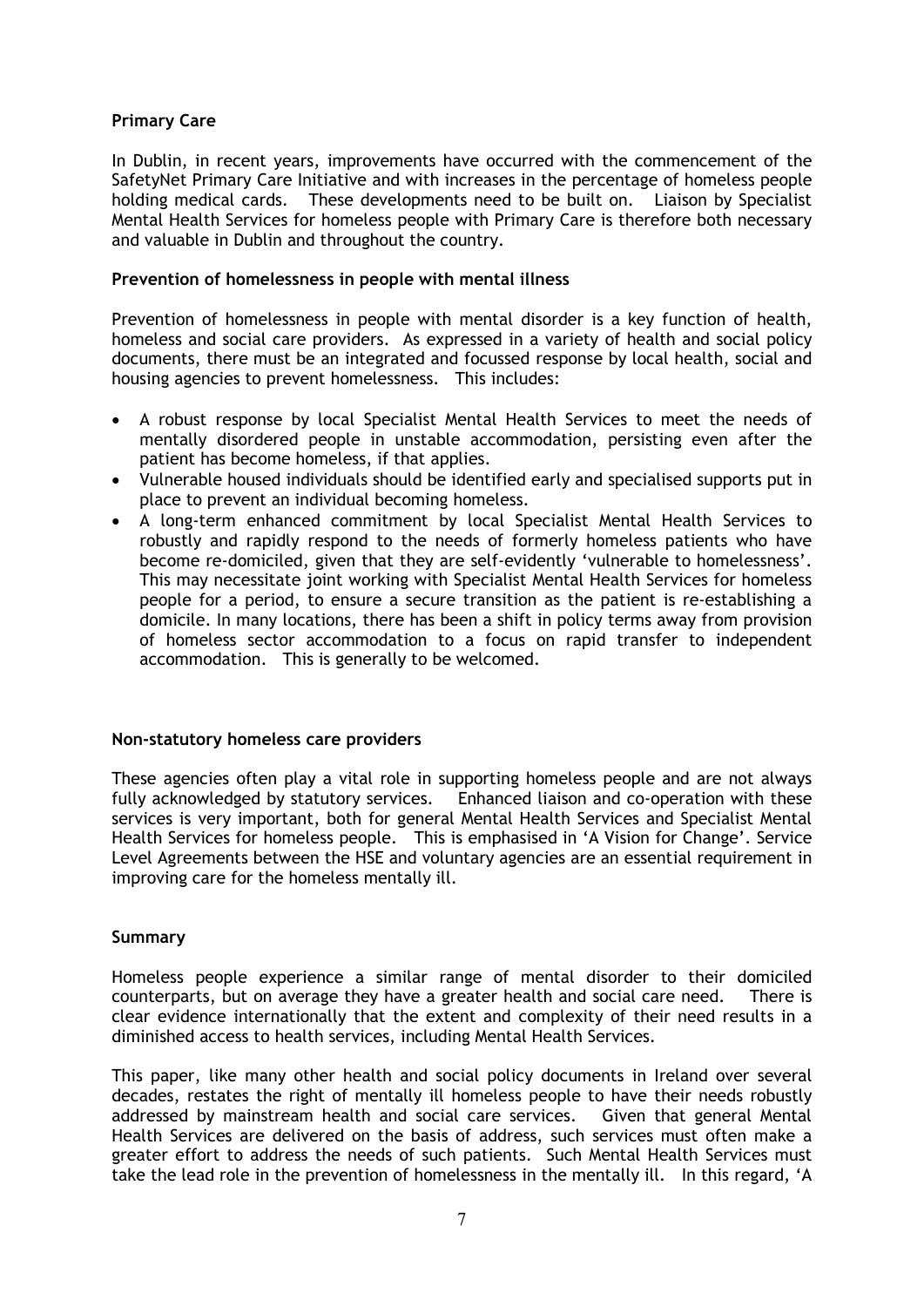**Primary Care**

In Dublin, in recent years, improvements have occurred with the commencement of the SafetyNet Primary Care Initiative and with increases in the percentage of homeless people holding medical cards. These developments need to be built on. Liaison by Specialist Mental Health Services for homeless people with Primary Care is therefore both necessary and valuable in Dublin and throughout the country.

**Prevention of homelessness in people with mental illness**

Prevention of homelessness in people with mental disorder is a key function of health, homeless and social care providers. As expressed in a variety of health and social policy documents, there must be an integrated and focussed response by local health, social and housing agencies to prevent homelessness. This includes:

- A robust response by local Specialist Mental Health Services to meet the needs of mentally disordered people in unstable accommodation, persisting even after the patient has become homeless, if that applies.
- Vulnerable housed individuals should be identified early and specialised supports put in place to prevent an individual becoming homeless.
- A long-term enhanced commitment by local Specialist Mental Health Services to robustly and rapidly respond to the needs of formerly homeless patients who have become re-domiciled, given that they are self-evidently 'vulnerable to homelessness'. This may necessitate joint working with Specialist Mental Health Services for homeless people for a period, to ensure a secure transition as the patient is re-establishing a domicile. In many locations, there has been a shift in policy terms away from provision of homeless sector accommodation to a focus on rapid transfer to independent accommodation. This is generally to be welcomed.

**Non-statutory homeless care providers**

These agencies often play a vital role in supporting homeless people and are not always fully acknowledged by statutory services. Enhanced liaison and co-operation with these services is very important, both for general Mental Health Services and Specialist Mental Health Services for homeless people. This is emphasised in 'A Vision for Change'. Service Level Agreements between the HSE and voluntary agencies are an essential requirement in improving care for the homeless mentally ill.

**Summary**

Homeless people experience a similar range of mental disorder to their domiciled counterparts, but on average they have a greater health and social care need. There is clear evidence internationally that the extent and complexity of their need results in a diminished access to health services, including Mental Health Services.

This paper, like many other health and social policy documents in Ireland over several decades, restates the right of mentally ill homeless people to have their needs robustly addressed by mainstream health and social care services. Given that general Mental Health Services are delivered on the basis of address, such services must often make a greater effort to address the needs of such patients. Such Mental Health Services must take the lead role in the prevention of homelessness in the mentally ill. In this regard, 'A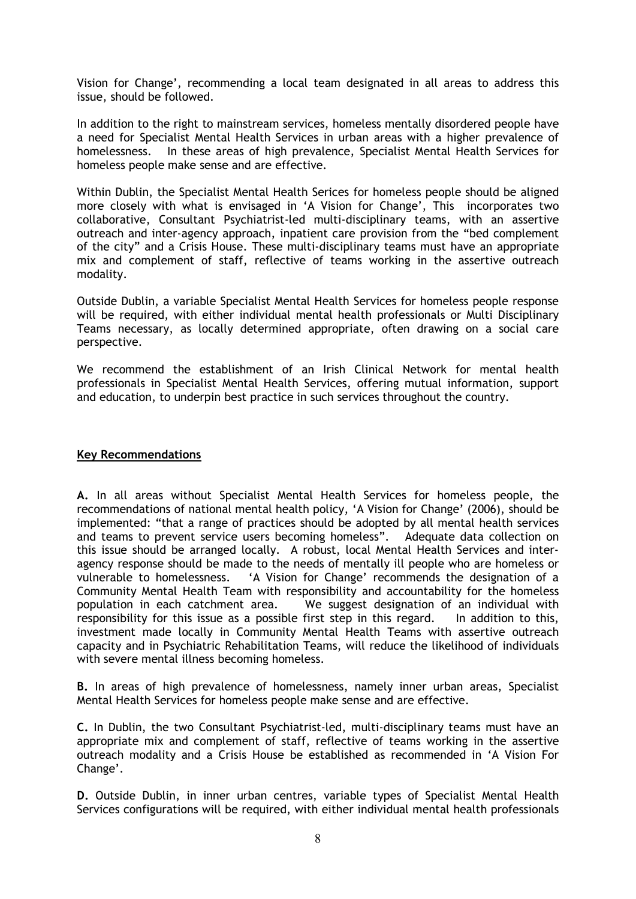Vision for Change', recommending a local team designated in all areas to address this issue, should be followed.

In addition to the right to mainstream services, homeless mentally disordered people have a need for Specialist Mental Health Services in urban areas with a higher prevalence of homelessness. In these areas of high prevalence, Specialist Mental Health Services for homeless people make sense and are effective.

Within Dublin, the Specialist Mental Health Serices for homeless people should be aligned more closely with what is envisaged in 'A Vision for Change', This incorporates two collaborative, Consultant Psychiatrist-led multi-disciplinary teams, with an assertive outreach and inter-agency approach, inpatient care provision from the "bed complement of the city" and a Crisis House. These multi-disciplinary teams must have an appropriate mix and complement of staff, reflective of teams working in the assertive outreach modality.

Outside Dublin, a variable Specialist Mental Health Services for homeless people response will be required, with either individual mental health professionals or Multi Disciplinary Teams necessary, as locally determined appropriate, often drawing on a social care perspective.

We recommend the establishment of an Irish Clinical Network for mental health professionals in Specialist Mental Health Services, offering mutual information, support and education, to underpin best practice in such services throughout the country.

## Key Recommendations

**A.** In all areas without Specialist Mental Health Services for homeless people, the recommendations of national mental health policy, 'A Vision for Change' (2006), should be implemented: "that a range of practices should be adopted by all mental health services and teams to prevent service users becoming homeless". Adequate data collection on this issue should be arranged locally. A robust, local Mental Health Services and inter-agency response should be made to the needs of mentally ill people who are homeless or vulnerable to homelessness. 'A Vision for Change' recommends the designation of a Community Mental Health Team with responsibility and accountability for the homeless population in each catchment area. We suggest designation of an individual with responsibility for this issue as a possible first step in this regard. In addition to this, investment made locally in Community Mental Health Teams with assertive outreach capacity and in Psychiatric Rehabilitation Teams, will reduce the likelihood of individuals with severe mental illness becoming homeless.

**B.** In areas of high prevalence of homelessness, namely inner urban areas, Specialist Mental Health Services for homeless people make sense and are effective.

**C.** In Dublin, the two Consultant Psychiatrist-led, multi-disciplinary teams must have an appropriate mix and complement of staff, reflective of teams working in the assertive outreach modality and a Crisis House be established as recommended in 'A Vision For Change'.

**D.** Outside Dublin, in inner urban centres, variable types of Specialist Mental Health Services configurations will be required, with either individual mental health professionals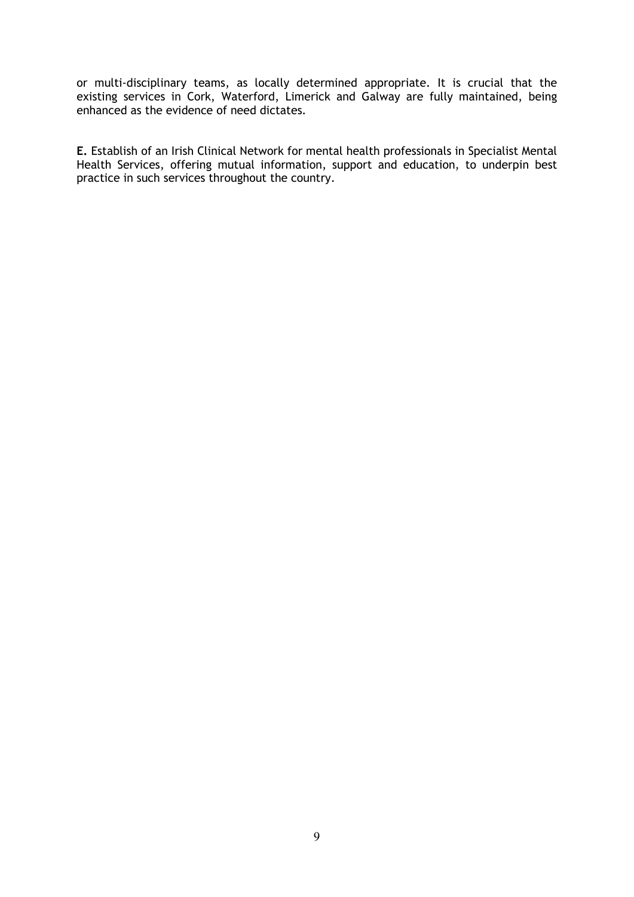or multi-disciplinary teams, as locally determined appropriate. It is crucial that the existing services in Cork, Waterford, Limerick and Galway are fully maintained, being enhanced as the evidence of need dictates.

**E.** Establish of an Irish Clinical Network for mental health professionals in Specialist Mental Health Services, offering mutual information, support and education, to underpin best practice in such services throughout the country.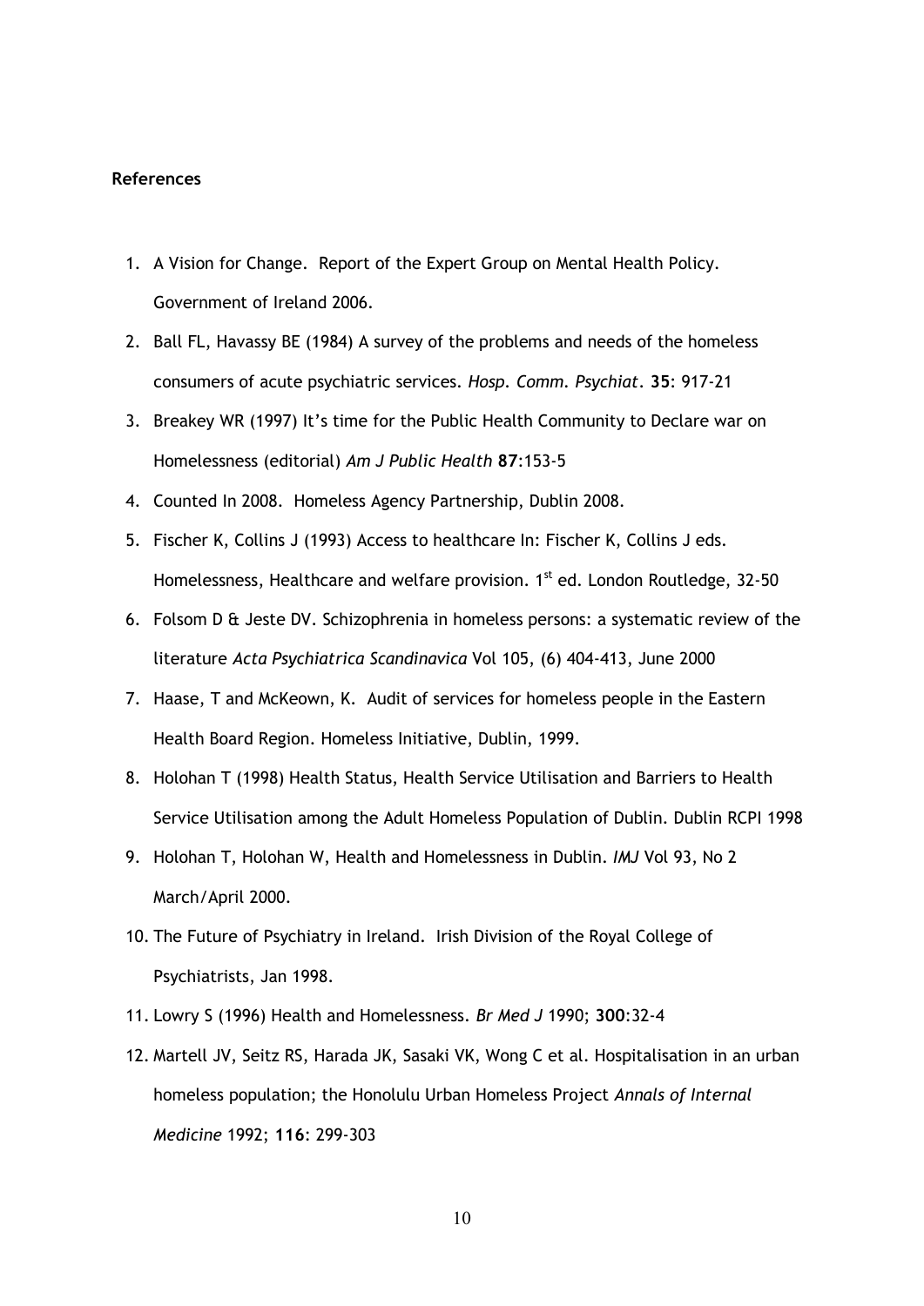**References**

1. A Vision for Change. Report of the Expert Group on Mental Health Policy. Government of Ireland 2006.
2. Ball FL, Havassy BE (1984) A survey of the problems and needs of the homeless consumers of acute psychiatric services. *Hosp. Comm. Psychiat.* **35**: 917-21
3. Breakey WR (1997) It's time for the Public Health Community to Declare war on Homelessness (editorial) *Am J Public Health* **87**:153-5
4. Counted In 2008. Homeless Agency Partnership, Dublin 2008.
5. Fischer K, Collins J (1993) Access to healthcare In: Fischer K, Collins J eds. Homelessness, Healthcare and welfare provision. 1st ed. London Routledge, 32-50
6. Folsom D & Jeste DV. Schizophrenia in homeless persons: a systematic review of the literature *Acta Psychiatrica Scandinavica* Vol 105, (6) 404-413, June 2000
7. Haase, T and McKeown, K. Audit of services for homeless people in the Eastern Health Board Region. Homeless Initiative, Dublin, 1999.
8. Holohan T (1998) Health Status, Health Service Utilisation and Barriers to Health Service Utilisation among the Adult Homeless Population of Dublin. Dublin RCPI 1998
9. Holohan T, Holohan W, Health and Homelessness in Dublin. *IMJ* Vol 93, No 2 March/April 2000.
10. The Future of Psychiatry in Ireland. Irish Division of the Royal College of Psychiatrists, Jan 1998.
11. Lowry S (1996) Health and Homelessness. *Br Med J* 1990; **300**:32-4
12. Martell JV, Seitz RS, Harada JK, Sasaki VK, Wong C et al. Hospitalisation in an urban homeless population; the Honolulu Urban Homeless Project *Annals of Internal Medicine* 1992; **116**: 299-303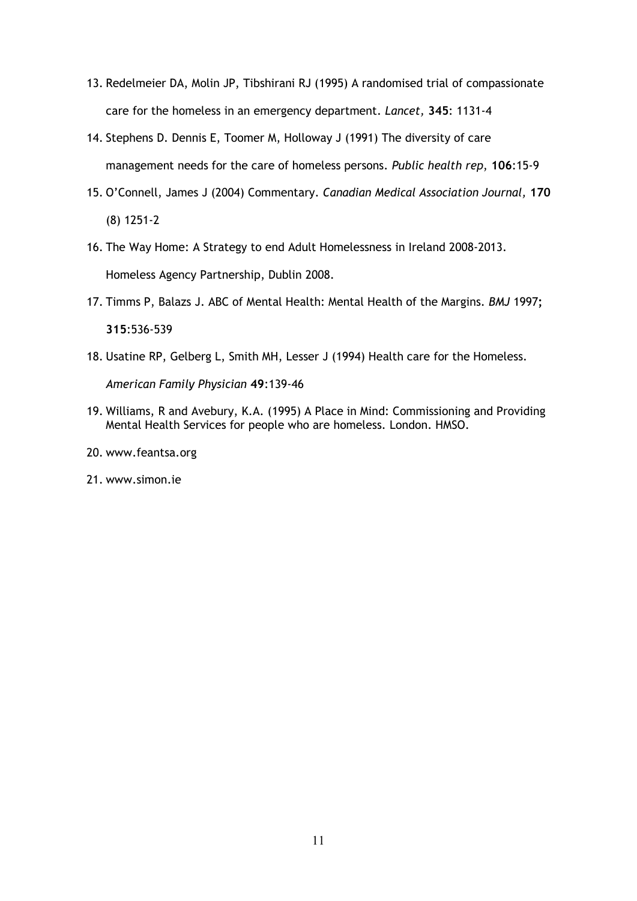13. Redelmeier DA, Molin JP, Tibshirani RJ (1995) A randomised trial of compassionate care for the homeless in an emergency department. *Lancet,* **345**: 1131-4
14. Stephens D. Dennis E, Toomer M, Holloway J (1991) The diversity of care management needs for the care of homeless persons. *Public health rep*, **106**:15-9
15. O'Connell, James J (2004) Commentary. *Canadian Medical Association Journal,* **170** (8) 1251-2
16. The Way Home: A Strategy to end Adult Homelessness in Ireland 2008-2013. Homeless Agency Partnership, Dublin 2008.
17. Timms P, Balazs J. ABC of Mental Health: Mental Health of the Margins. *BMJ* 1997**;** **315**:536-539
18. Usatine RP, Gelberg L, Smith MH, Lesser J (1994) Health care for the Homeless. *American Family Physician* **49**:139-46
19. Williams, R and Avebury, K.A. (1995) A Place in Mind: Commissioning and Providing Mental Health Services for people who are homeless. London. HMSO.
20. www.feantsa.org
21. www.simon.ie